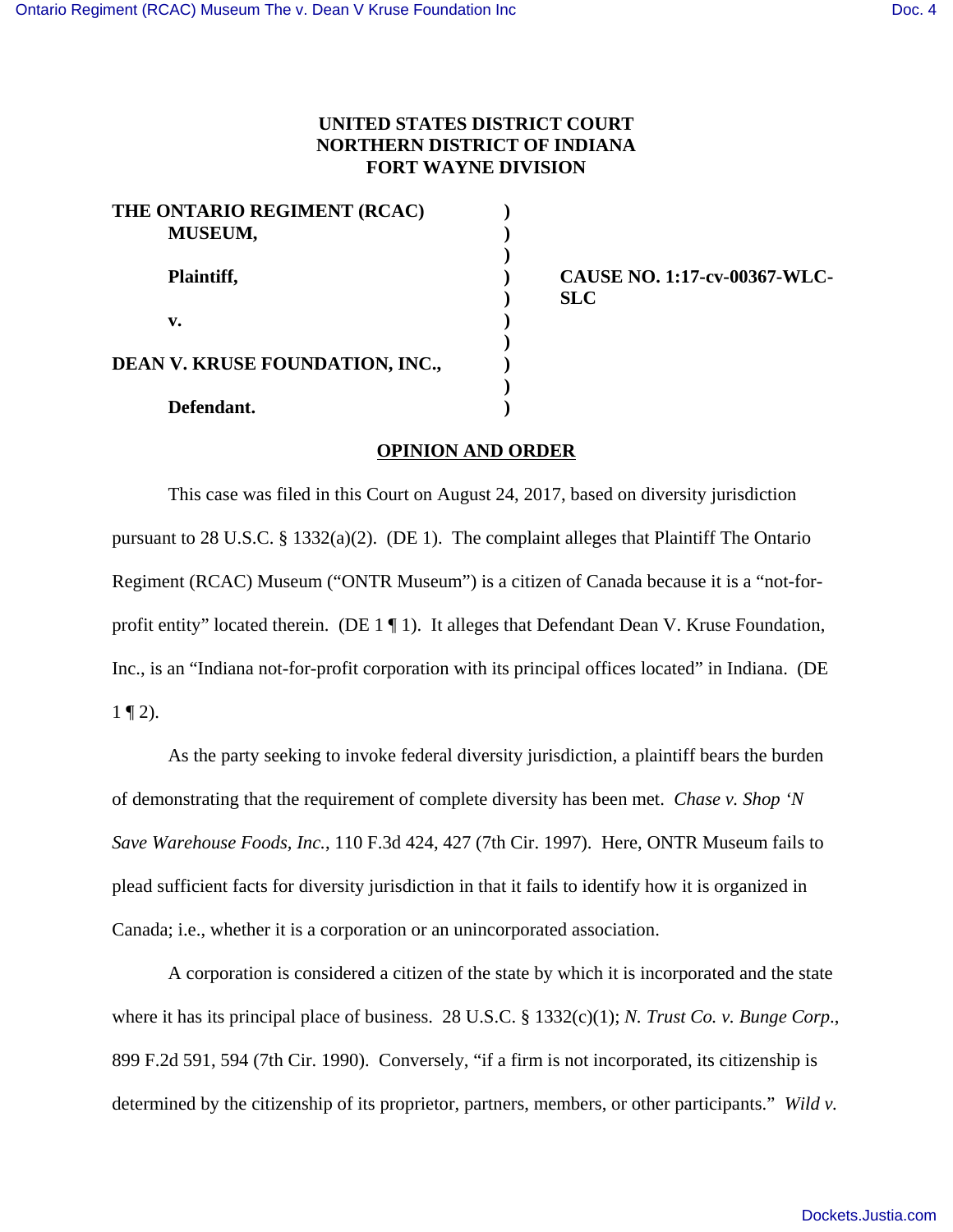**UNITED STATES DISTRICT COURT**
**NORTHERN DISTRICT OF INDIANA**
**FORT WAYNE DIVISION**

| | | |
|---|---|---|
| **THE ONTARIO REGIMENT (RCAC) MUSEUM,** | ) | |
| | ) | |
| **Plaintiff,** | ) | **CAUSE NO. 1:17-cv-00367-WLC-SLC** |
| | ) | |
| **v.** | ) | |
| | ) | |
| **DEAN V. KRUSE FOUNDATION, INC.,** | ) | |
| | ) | |
| **Defendant.** | ) | |

## OPINION AND ORDER

This case was filed in this Court on August 24, 2017, based on diversity jurisdiction pursuant to 28 U.S.C. § 1332(a)(2). (DE 1). The complaint alleges that Plaintiff The Ontario Regiment (RCAC) Museum ("ONTR Museum") is a citizen of Canada because it is a "not-for-profit entity" located therein. (DE 1 ¶ 1). It alleges that Defendant Dean V. Kruse Foundation, Inc., is an "Indiana not-for-profit corporation with its principal offices located" in Indiana. (DE 1 ¶ 2).

As the party seeking to invoke federal diversity jurisdiction, a plaintiff bears the burden of demonstrating that the requirement of complete diversity has been met. *Chase v. Shop 'N Save Warehouse Foods, Inc.*, 110 F.3d 424, 427 (7th Cir. 1997). Here, ONTR Museum fails to plead sufficient facts for diversity jurisdiction in that it fails to identify how it is organized in Canada; i.e., whether it is a corporation or an unincorporated association.

A corporation is considered a citizen of the state by which it is incorporated and the state where it has its principal place of business. 28 U.S.C. § 1332(c)(1); *N. Trust Co. v. Bunge Corp.*, 899 F.2d 591, 594 (7th Cir. 1990). Conversely, "if a firm is not incorporated, its citizenship is determined by the citizenship of its proprietor, partners, members, or other participants." *Wild v.*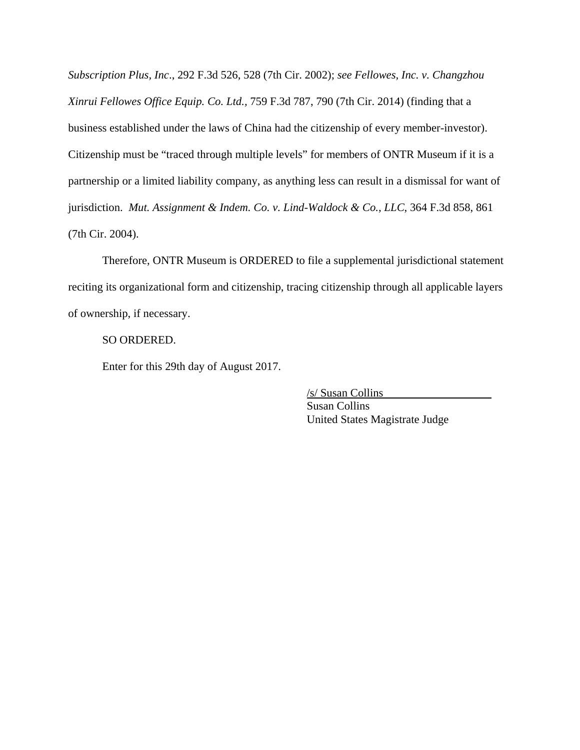*Subscription Plus, Inc*., 292 F.3d 526, 528 (7th Cir. 2002); *see Fellowes, Inc. v. Changzhou Xinrui Fellowes Office Equip. Co. Ltd.*, 759 F.3d 787, 790 (7th Cir. 2014) (finding that a business established under the laws of China had the citizenship of every member-investor). Citizenship must be "traced through multiple levels" for members of ONTR Museum if it is a partnership or a limited liability company, as anything less can result in a dismissal for want of jurisdiction. *Mut. Assignment & Indem. Co. v. Lind-Waldock & Co., LLC*, 364 F.3d 858, 861 (7th Cir. 2004).

Therefore, ONTR Museum is ORDERED to file a supplemental jurisdictional statement reciting its organizational form and citizenship, tracing citizenship through all applicable layers of ownership, if necessary.

SO ORDERED.

Enter for this 29th day of August 2017.

/s/ Susan Collins
Susan Collins
United States Magistrate Judge